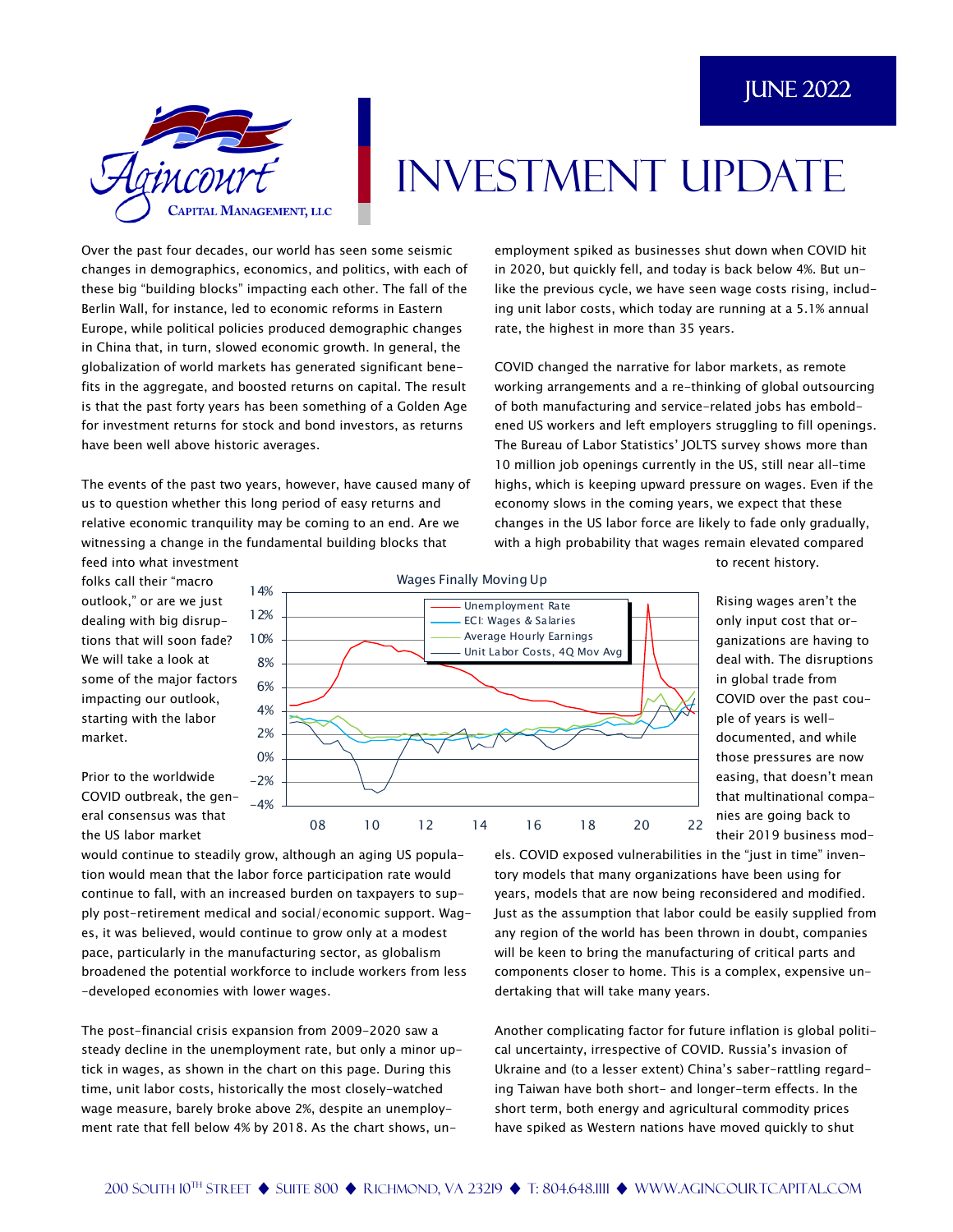# INVESTMENT UPDATE

**JUNE 2022**

Agincourt Capital Management, LLC

Over the past four decades, our world has seen some seismic changes in demographics, economics, and politics, with each of these big "building blocks" impacting each other. The fall of the Berlin Wall, for instance, led to economic reforms in Eastern Europe, while political policies produced demographic changes in China that, in turn, slowed economic growth. In general, the globalization of world markets has generated significant benefits in the aggregate, and boosted returns on capital. The result is that the past forty years has been something of a Golden Age for investment returns for stock and bond investors, as returns have been well above historic averages.

The events of the past two years, however, have caused many of us to question whether this long period of easy returns and relative economic tranquility may be coming to an end. Are we witnessing a change in the fundamental building blocks that feed into what investment folks call their "macro outlook," or are we just dealing with big disruptions that will soon fade? We will take a look at some of the major factors impacting our outlook, starting with the labor market.

Prior to the worldwide COVID outbreak, the general consensus was that the US labor market would continue to steadily grow, although an aging US population would mean that the labor force participation rate would continue to fall, with an increased burden on taxpayers to supply post-retirement medical and social/economic support. Wages, it was believed, would continue to grow only at a modest pace, particularly in the manufacturing sector, as globalism broadened the potential workforce to include workers from less-developed economies with lower wages.

The post-financial crisis expansion from 2009-2020 saw a steady decline in the unemployment rate, but only a minor uptick in wages, as shown in the chart on this page. During this time, unit labor costs, historically the most closely-watched wage measure, barely broke above 2%, despite an unemployment rate that fell below 4% by 2018. As the chart shows, unemployment spiked as businesses shut down when COVID hit in 2020, but quickly fell, and today is back below 4%. But unlike the previous cycle, we have seen wage costs rising, including unit labor costs, which today are running at a 5.1% annual rate, the highest in more than 35 years.

COVID changed the narrative for labor markets, as remote working arrangements and a re-thinking of global outsourcing of both manufacturing and service-related jobs has emboldened US workers and left employers struggling to fill openings. The Bureau of Labor Statistics' JOLTS survey shows more than 10 million job openings currently in the US, still near all-time highs, which is keeping upward pressure on wages. Even if the economy slows in the coming years, we expect that these changes in the US labor force are likely to fade only gradually, with a high probability that wages remain elevated compared to recent history.

Wages Finally Moving Up

Rising wages aren't the only input cost that organizations are having to deal with. The disruptions in global trade from COVID over the past couple of years is well-documented, and while those pressures are now easing, that doesn't mean that multinational companies are going back to their 2019 business models. COVID exposed vulnerabilities in the "just in time" inventory models that many organizations have been using for years, models that are now being reconsidered and modified. Just as the assumption that labor could be easily supplied from any region of the world has been thrown in doubt, companies will be keen to bring the manufacturing of critical parts and components closer to home. This is a complex, expensive undertaking that will take many years.

Another complicating factor for future inflation is global political uncertainty, irrespective of COVID. Russia's invasion of Ukraine and (to a lesser extent) China's saber-rattling regarding Taiwan have both short- and longer-term effects. In the short term, both energy and agricultural commodity prices have spiked as Western nations have moved quickly to shut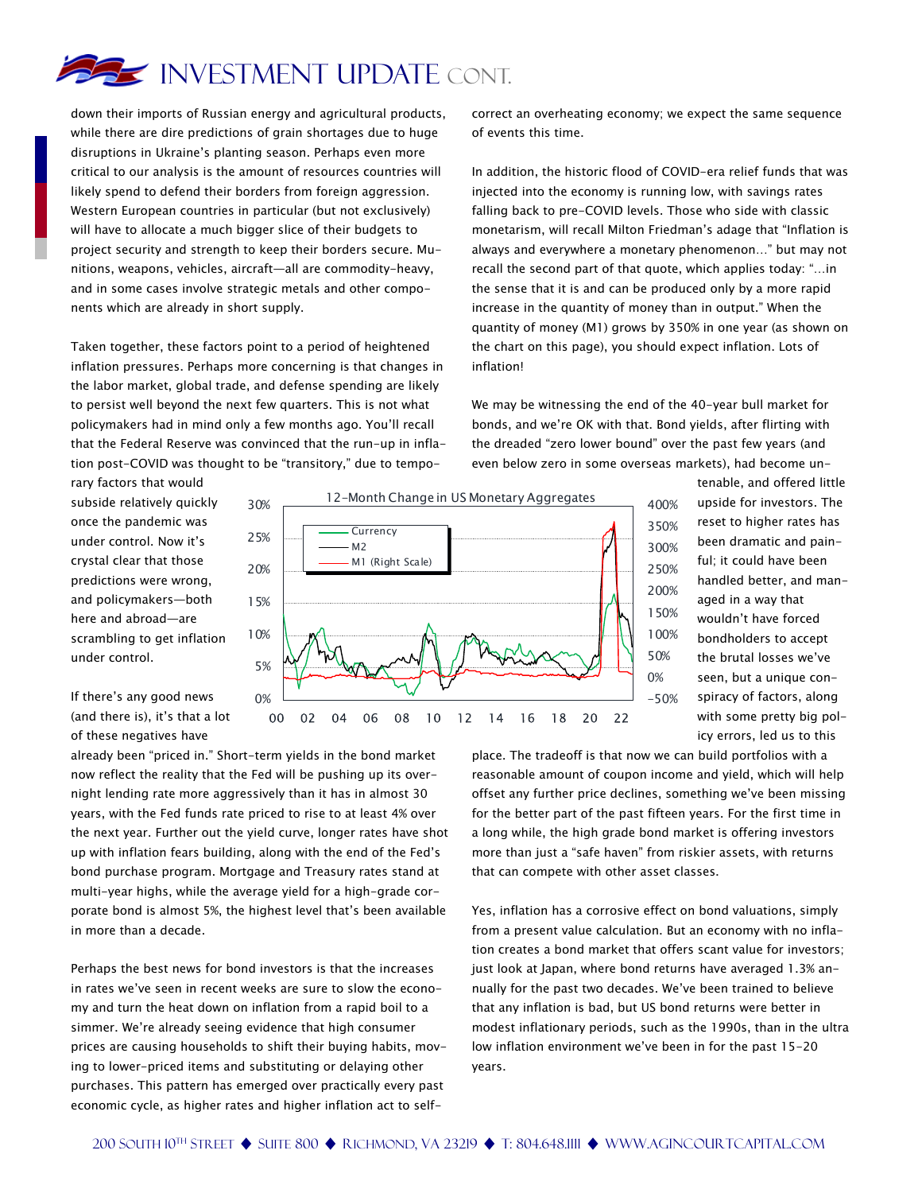# INVESTMENT UPDATE CONT.

down their imports of Russian energy and agricultural products, while there are dire predictions of grain shortages due to huge disruptions in Ukraine's planting season. Perhaps even more critical to our analysis is the amount of resources countries will likely spend to defend their borders from foreign aggression. Western European countries in particular (but not exclusively) will have to allocate a much bigger slice of their budgets to project security and strength to keep their borders secure. Munitions, weapons, vehicles, aircraft—all are commodity-heavy, and in some cases involve strategic metals and other components which are already in short supply.

Taken together, these factors point to a period of heightened inflation pressures. Perhaps more concerning is that changes in the labor market, global trade, and defense spending are likely to persist well beyond the next few quarters. This is not what policymakers had in mind only a few months ago. You'll recall that the Federal Reserve was convinced that the run-up in inflation post-COVID was thought to be "transitory," due to temporary factors that would subside relatively quickly once the pandemic was under control. Now it's crystal clear that those predictions were wrong, and policymakers—both here and abroad—are scrambling to get inflation under control.

12-Month Change in US Monetary Aggregates

Currency
M2
M1 (Right Scale)

30%
25%
20%
15%
10%
5%
0%

400%
350%
300%
250%
200%
150%
100%
50%
0%
-50%

00 02 04 06 08 10 12 14 16 18 20 22

If there's any good news (and there is), it's that a lot of these negatives have already been "priced in." Short-term yields in the bond market now reflect the reality that the Fed will be pushing up its overnight lending rate more aggressively than it has in almost 30 years, with the Fed funds rate priced to rise to at least 4% over the next year. Further out the yield curve, longer rates have shot up with inflation fears building, along with the end of the Fed's bond purchase program. Mortgage and Treasury rates stand at multi-year highs, while the average yield for a high-grade corporate bond is almost 5%, the highest level that's been available in more than a decade.

Perhaps the best news for bond investors is that the increases in rates we've seen in recent weeks are sure to slow the economy and turn the heat down on inflation from a rapid boil to a simmer. We're already seeing evidence that high consumer prices are causing households to shift their buying habits, moving to lower-priced items and substituting or delaying other purchases. This pattern has emerged over practically every past economic cycle, as higher rates and higher inflation act to self-correct an overheating economy; we expect the same sequence of events this time.

In addition, the historic flood of COVID-era relief funds that was injected into the economy is running low, with savings rates falling back to pre-COVID levels. Those who side with classic monetarism, will recall Milton Friedman's adage that "Inflation is always and everywhere a monetary phenomenon…" but may not recall the second part of that quote, which applies today: "…in the sense that it is and can be produced only by a more rapid increase in the quantity of money than in output." When the quantity of money (M1) grows by 350% in one year (as shown on the chart on this page), you should expect inflation. Lots of inflation!

We may be witnessing the end of the 40-year bull market for bonds, and we're OK with that. Bond yields, after flirting with the dreaded "zero lower bound" over the past few years (and even below zero in some overseas markets), had become untenable, and offered little upside for investors. The reset to higher rates has been dramatic and painful; it could have been handled better, and managed in a way that wouldn't have forced bondholders to accept the brutal losses we've seen, but a unique conspiracy of factors, along with some pretty big policy errors, led us to this place. The tradeoff is that now we can build portfolios with a reasonable amount of coupon income and yield, which will help offset any further price declines, something we've been missing for the better part of the past fifteen years. For the first time in a long while, the high grade bond market is offering investors more than just a "safe haven" from riskier assets, with returns that can compete with other asset classes.

Yes, inflation has a corrosive effect on bond valuations, simply from a present value calculation. But an economy with no inflation creates a bond market that offers scant value for investors; just look at Japan, where bond returns have averaged 1.3% annually for the past two decades. We've been trained to believe that any inflation is bad, but US bond returns were better in modest inflationary periods, such as the 1990s, than in the ultra low inflation environment we've been in for the past 15-20 years.